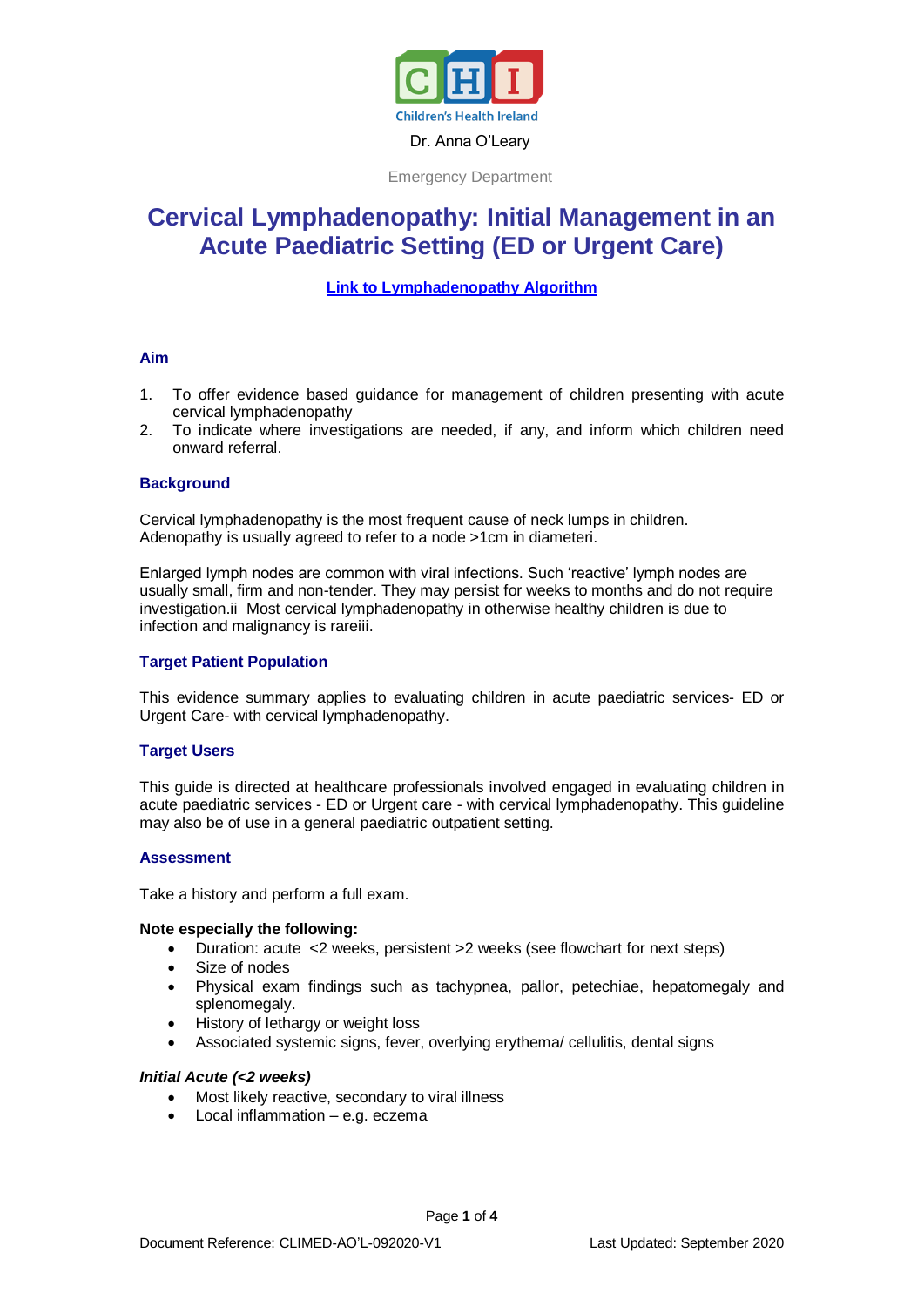Children's Health Ireland

Dr. Anna O'Leary

Emergency Department

# Cervical Lymphadenopathy: Initial Management in an Acute Paediatric Setting (ED or Urgent Care)

**Link to Lymphadenopathy Algorithm**

## Aim

1. To offer evidence based guidance for management of children presenting with acute cervical lymphadenopathy
2. To indicate where investigations are needed, if any, and inform which children need onward referral.

## Background

Cervical lymphadenopathy is the most frequent cause of neck lumps in children. Adenopathy is usually agreed to refer to a node >1cm in diameter[i].

Enlarged lymph nodes are common with viral infections. Such 'reactive' lymph nodes are usually small, firm and non-tender. They may persist for weeks to months and do not require investigation.[ii] Most cervical lymphadenopathy in otherwise healthy children is due to infection and malignancy is rare[iii].

## Target Patient Population

This evidence summary applies to evaluating children in acute paediatric services- ED or Urgent Care- with cervical lymphadenopathy.

## Target Users

This guide is directed at healthcare professionals involved engaged in evaluating children in acute paediatric services - ED or Urgent care - with cervical lymphadenopathy. This guideline may also be of use in a general paediatric outpatient setting.

## Assessment

Take a history and perform a full exam.

**Note especially the following:**

- Duration: acute <2 weeks, persistent >2 weeks (see flowchart for next steps)
- Size of nodes
- Physical exam findings such as tachypnea, pallor, petechiae, hepatomegaly and splenomegaly.
- History of lethargy or weight loss
- Associated systemic signs, fever, overlying erythema/ cellulitis, dental signs

***Initial Acute (<2 weeks)***

- Most likely reactive, secondary to viral illness
- Local inflammation – e.g. eczema

Document Reference: CLIMED-AO'L-092020-V1 Last Updated: September 2020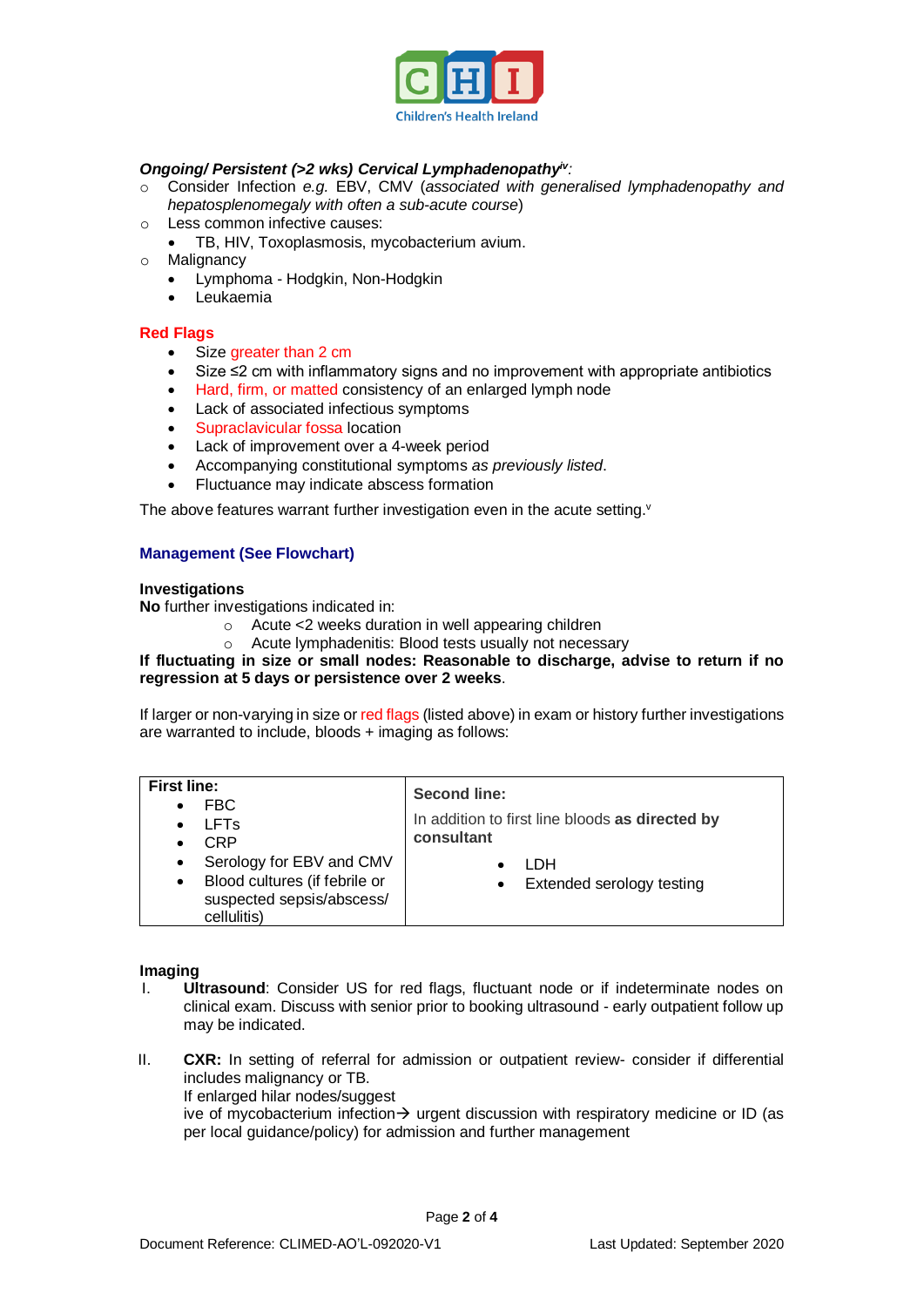***Ongoing/ Persistent (>2 wks) Cervical Lymphadenopathy***[iv]:

- Consider Infection *e.g.* EBV, CMV (*associated with generalised lymphadenopathy and hepatosplenomegaly with often a sub-acute course*)
- Less common infective causes:
  - TB, HIV, Toxoplasmosis, mycobacterium avium.
- Malignancy
  - Lymphoma - Hodgkin, Non-Hodgkin
  - Leukaemia

**Red Flags**

- Size greater than 2 cm
- Size ≤2 cm with inflammatory signs and no improvement with appropriate antibiotics
- Hard, firm, or matted consistency of an enlarged lymph node
- Lack of associated infectious symptoms
- Supraclavicular fossa location
- Lack of improvement over a 4-week period
- Accompanying constitutional symptoms *as previously listed*.
- Fluctuance may indicate abscess formation

The above features warrant further investigation even in the acute setting.[v]

**Management (See Flowchart)**

**Investigations**

**No** further investigations indicated in:

- Acute <2 weeks duration in well appearing children
- Acute lymphadenitis: Blood tests usually not necessary

**If fluctuating in size or small nodes: Reasonable to discharge, advise to return if no regression at 5 days or persistence over 2 weeks**.

If larger or non-varying in size or red flags (listed above) in exam or history further investigations are warranted to include, bloods + imaging as follows:

| **First line:** | **Second line:** |
|---|---|
| • FBC<br>• LFTs<br>• CRP<br>• Serology for EBV and CMV<br>• Blood cultures (if febrile or suspected sepsis/abscess/ cellulitis) | In addition to first line bloods **as directed by consultant**<br>• LDH<br>• Extended serology testing |

**Imaging**

I. **Ultrasound**: Consider US for red flags, fluctuant node or if indeterminate nodes on clinical exam. Discuss with senior prior to booking ultrasound - early outpatient follow up may be indicated.

II. **CXR:** In setting of referral for admission or outpatient review- consider if differential includes malignancy or TB.
If enlarged hilar nodes/suggest
ive of mycobacterium infection→ urgent discussion with respiratory medicine or ID (as per local guidance/policy) for admission and further management

Document Reference: CLIMED-AO'L-092020-V1 Last Updated: September 2020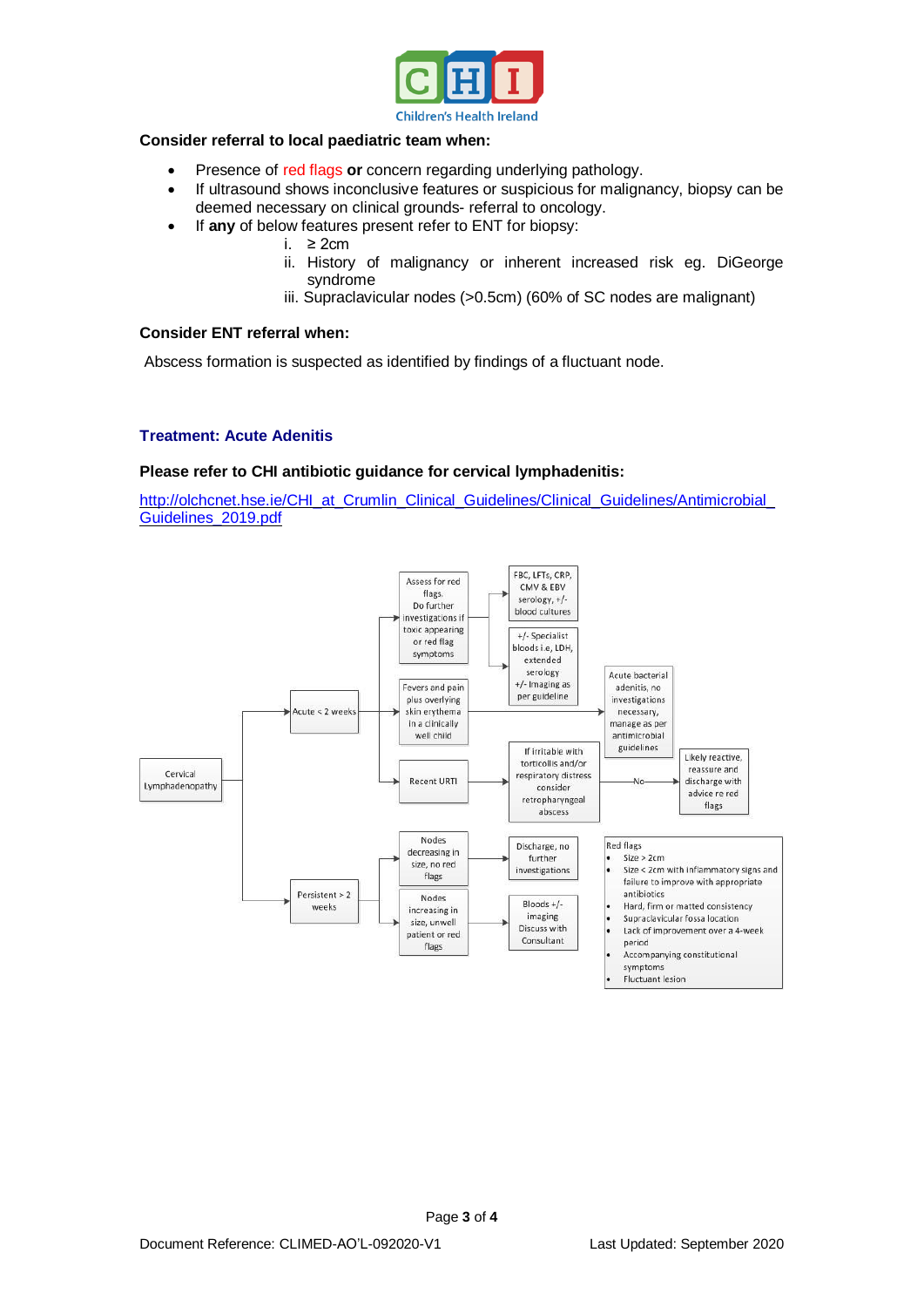**Consider referral to local paediatric team when:**

- Presence of red flags **or** concern regarding underlying pathology.
- If ultrasound shows inconclusive features or suspicious for malignancy, biopsy can be deemed necessary on clinical grounds- referral to oncology.
- If **any** of below features present refer to ENT for biopsy:
  - i. ≥ 2cm
  - ii. History of malignancy or inherent increased risk eg. DiGeorge syndrome
  - iii. Supraclavicular nodes (>0.5cm) (60% of SC nodes are malignant)

**Consider ENT referral when:**

Abscess formation is suspected as identified by findings of a fluctuant node.

## Treatment: Acute Adenitis

**Please refer to CHI antibiotic guidance for cervical lymphadenitis:**

http://olchcnet.hse.ie/CHI_at_Crumlin_Clinical_Guidelines/Clinical_Guidelines/Antimicrobial_Guidelines_2019.pdf

Cervical Lymphadenopathy

- Acute ≤ 2 weeks
  - Assess for red flags. Do further investigations if toxic appearing or red flag symptoms
    - FBC, LFTs, CRP, CMV & EBV serology, +/- blood cultures
    - +/- Specialist bloods i.e, LDH, extended serology +/- Imaging as per guideline
  - Fevers and pain plus overlying skin erythema in a clinically well child → Acute bacterial adenitis, no investigations necessary, manage as per antimicrobial guidelines
  - Recent URTI → If irritable with torticollis and/or respiratory distress consider retropharyngeal abscess → No → Likely reactive, reassure and discharge with advice re red flags
- Persistent > 2 weeks
  - Nodes decreasing in size, no red flags → Discharge, no further investigations
  - Nodes increasing in size, unwell patient or red flags → Bloods +/- imaging Discuss with Consultant

Red flags
- Size > 2cm
- Size < 2cm with inflammatory signs and failure to improve with appropriate antibiotics
- Hard, firm or matted consistency
- Supraclavicular fossa location
- Lack of improvement over a 4-week period
- Accompanying constitutional symptoms
- Fluctuant lesion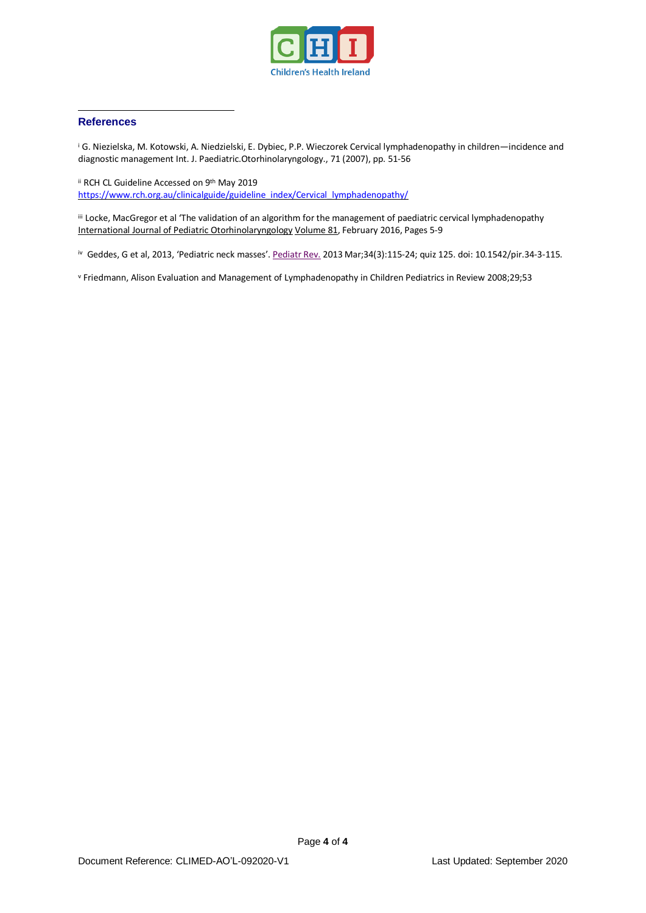## References

[i] G. Niezielska, M. Kotowski, A. Niedzielski, E. Dybiec, P.P. Wieczorek Cervical lymphadenopathy in children—incidence and diagnostic management Int. J. Paediatric.Otorhinolaryngology., 71 (2007), pp. 51-56

[ii] RCH CL Guideline Accessed on 9th May 2019
https://www.rch.org.au/clinicalguide/guideline_index/Cervical_lymphadenopathy/

[iii] Locke, MacGregor et al 'The validation of an algorithm for the management of paediatric cervical lymphadenopathy International Journal of Pediatric Otorhinolaryngology Volume 81, February 2016, Pages 5-9

[iv] Geddes, G et al, 2013, 'Pediatric neck masses'. Pediatr Rev. 2013 Mar;34(3):115-24; quiz 125. doi: 10.1542/pir.34-3-115.

[v] Friedmann, Alison Evaluation and Management of Lymphadenopathy in Children Pediatrics in Review 2008;29;53

Document Reference: CLIMED-AO'L-092020-V1

Last Updated: September 2020